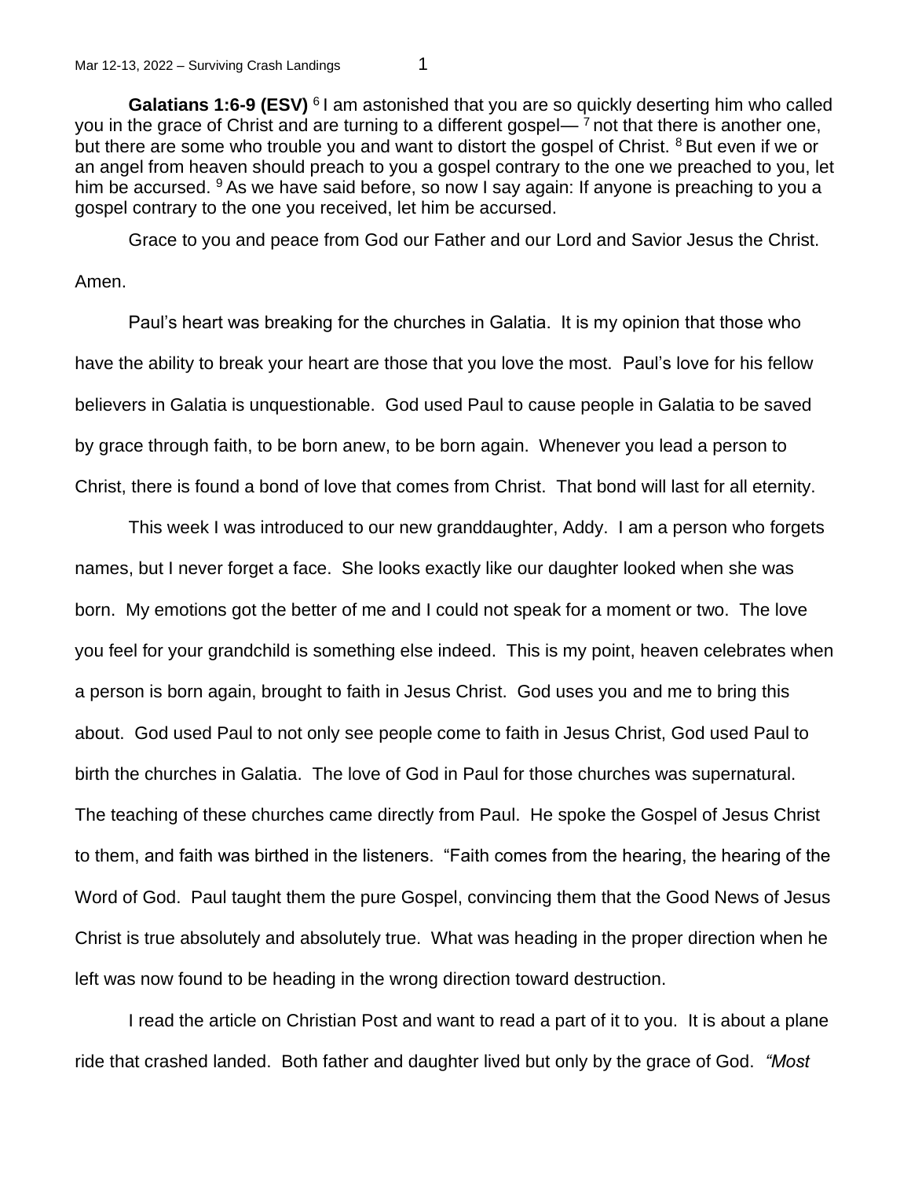**Galatians 1:6-9 (ESV)** [6] I am astonished that you are so quickly deserting him who called you in the grace of Christ and are turning to a different gospel— [7] not that there is another one, but there are some who trouble you and want to distort the gospel of Christ. [8] But even if we or an angel from heaven should preach to you a gospel contrary to the one we preached to you, let him be accursed. [9] As we have said before, so now I say again: If anyone is preaching to you a gospel contrary to the one you received, let him be accursed.

Grace to you and peace from God our Father and our Lord and Savior Jesus the Christ. Amen.

Paul's heart was breaking for the churches in Galatia. It is my opinion that those who have the ability to break your heart are those that you love the most. Paul's love for his fellow believers in Galatia is unquestionable. God used Paul to cause people in Galatia to be saved by grace through faith, to be born anew, to be born again. Whenever you lead a person to Christ, there is found a bond of love that comes from Christ. That bond will last for all eternity.

This week I was introduced to our new granddaughter, Addy. I am a person who forgets names, but I never forget a face. She looks exactly like our daughter looked when she was born. My emotions got the better of me and I could not speak for a moment or two. The love you feel for your grandchild is something else indeed. This is my point, heaven celebrates when a person is born again, brought to faith in Jesus Christ. God uses you and me to bring this about. God used Paul to not only see people come to faith in Jesus Christ, God used Paul to birth the churches in Galatia. The love of God in Paul for those churches was supernatural. The teaching of these churches came directly from Paul. He spoke the Gospel of Jesus Christ to them, and faith was birthed in the listeners. "Faith comes from the hearing, the hearing of the Word of God. Paul taught them the pure Gospel, convincing them that the Good News of Jesus Christ is true absolutely and absolutely true. What was heading in the proper direction when he left was now found to be heading in the wrong direction toward destruction.

I read the article on Christian Post and want to read a part of it to you. It is about a plane ride that crashed landed. Both father and daughter lived but only by the grace of God. *"Most*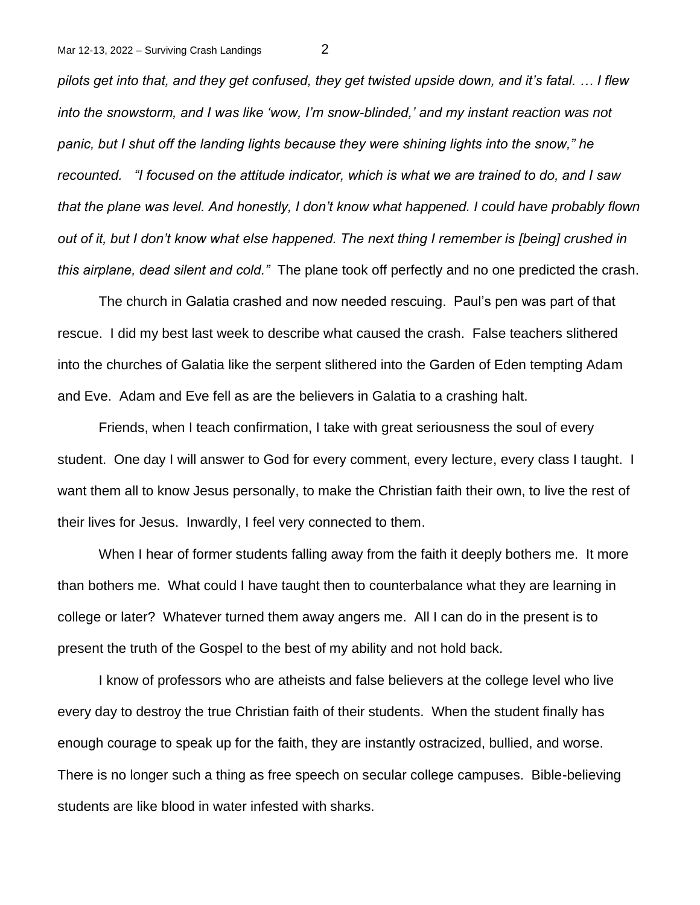*pilots get into that, and they get confused, they get twisted upside down, and it's fatal. … I flew into the snowstorm, and I was like 'wow, I'm snow-blinded,' and my instant reaction was not panic, but I shut off the landing lights because they were shining lights into the snow," he recounted. "I focused on the attitude indicator, which is what we are trained to do, and I saw that the plane was level. And honestly, I don't know what happened. I could have probably flown out of it, but I don't know what else happened. The next thing I remember is [being] crushed in this airplane, dead silent and cold."* The plane took off perfectly and no one predicted the crash.

The church in Galatia crashed and now needed rescuing. Paul's pen was part of that rescue. I did my best last week to describe what caused the crash. False teachers slithered into the churches of Galatia like the serpent slithered into the Garden of Eden tempting Adam and Eve. Adam and Eve fell as are the believers in Galatia to a crashing halt.

Friends, when I teach confirmation, I take with great seriousness the soul of every student. One day I will answer to God for every comment, every lecture, every class I taught. I want them all to know Jesus personally, to make the Christian faith their own, to live the rest of their lives for Jesus. Inwardly, I feel very connected to them.

When I hear of former students falling away from the faith it deeply bothers me. It more than bothers me. What could I have taught then to counterbalance what they are learning in college or later? Whatever turned them away angers me. All I can do in the present is to present the truth of the Gospel to the best of my ability and not hold back.

I know of professors who are atheists and false believers at the college level who live every day to destroy the true Christian faith of their students. When the student finally has enough courage to speak up for the faith, they are instantly ostracized, bullied, and worse. There is no longer such a thing as free speech on secular college campuses. Bible-believing students are like blood in water infested with sharks.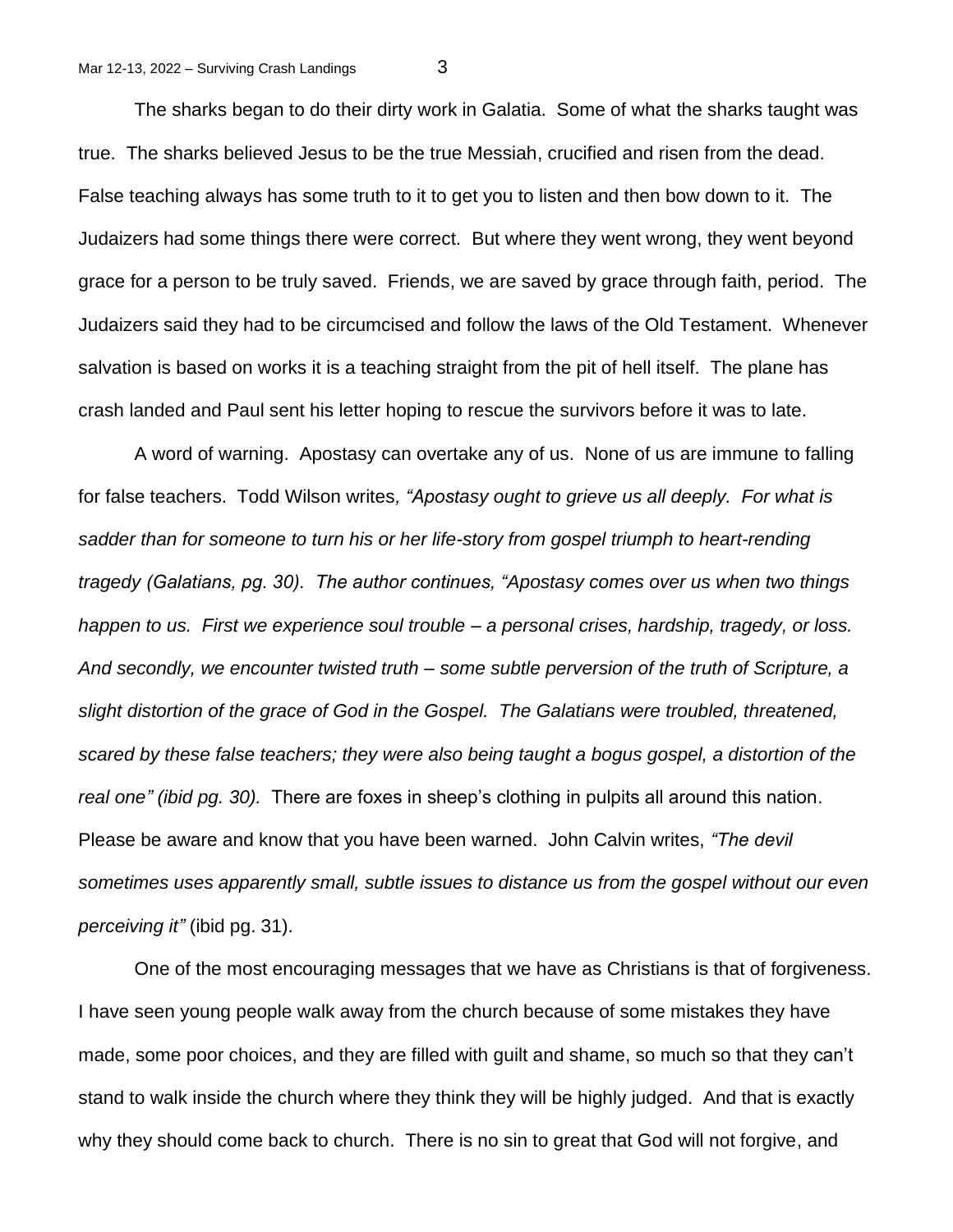The sharks began to do their dirty work in Galatia. Some of what the sharks taught was true. The sharks believed Jesus to be the true Messiah, crucified and risen from the dead. False teaching always has some truth to it to get you to listen and then bow down to it. The Judaizers had some things there were correct. But where they went wrong, they went beyond grace for a person to be truly saved. Friends, we are saved by grace through faith, period. The Judaizers said they had to be circumcised and follow the laws of the Old Testament. Whenever salvation is based on works it is a teaching straight from the pit of hell itself. The plane has crash landed and Paul sent his letter hoping to rescue the survivors before it was to late.

A word of warning. Apostasy can overtake any of us. None of us are immune to falling for false teachers. Todd Wilson writes*, "Apostasy ought to grieve us all deeply. For what is sadder than for someone to turn his or her life-story from gospel triumph to heart-rending tragedy (Galatians, pg. 30). The author continues, "Apostasy comes over us when two things happen to us. First we experience soul trouble – a personal crises, hardship, tragedy, or loss. And secondly, we encounter twisted truth – some subtle perversion of the truth of Scripture, a slight distortion of the grace of God in the Gospel. The Galatians were troubled, threatened, scared by these false teachers; they were also being taught a bogus gospel, a distortion of the real one" (ibid pg. 30).* There are foxes in sheep's clothing in pulpits all around this nation. Please be aware and know that you have been warned. John Calvin writes, *"The devil sometimes uses apparently small, subtle issues to distance us from the gospel without our even perceiving it"* (ibid pg. 31).

One of the most encouraging messages that we have as Christians is that of forgiveness. I have seen young people walk away from the church because of some mistakes they have made, some poor choices, and they are filled with guilt and shame, so much so that they can't stand to walk inside the church where they think they will be highly judged. And that is exactly why they should come back to church. There is no sin to great that God will not forgive, and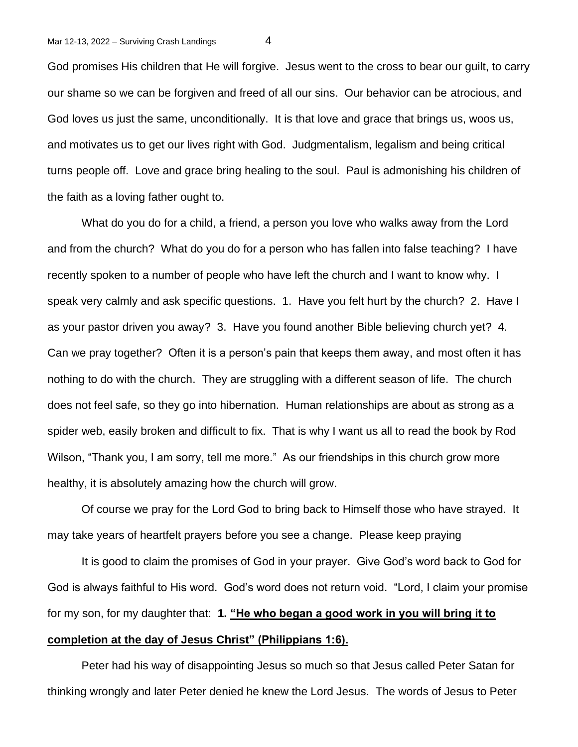God promises His children that He will forgive. Jesus went to the cross to bear our guilt, to carry our shame so we can be forgiven and freed of all our sins. Our behavior can be atrocious, and God loves us just the same, unconditionally. It is that love and grace that brings us, woos us, and motivates us to get our lives right with God. Judgmentalism, legalism and being critical turns people off. Love and grace bring healing to the soul. Paul is admonishing his children of the faith as a loving father ought to.

What do you do for a child, a friend, a person you love who walks away from the Lord and from the church? What do you do for a person who has fallen into false teaching? I have recently spoken to a number of people who have left the church and I want to know why. I speak very calmly and ask specific questions. 1. Have you felt hurt by the church? 2. Have I as your pastor driven you away? 3. Have you found another Bible believing church yet? 4. Can we pray together? Often it is a person's pain that keeps them away, and most often it has nothing to do with the church. They are struggling with a different season of life. The church does not feel safe, so they go into hibernation. Human relationships are about as strong as a spider web, easily broken and difficult to fix. That is why I want us all to read the book by Rod Wilson, "Thank you, I am sorry, tell me more." As our friendships in this church grow more healthy, it is absolutely amazing how the church will grow.

Of course we pray for the Lord God to bring back to Himself those who have strayed. It may take years of heartfelt prayers before you see a change. Please keep praying

It is good to claim the promises of God in your prayer. Give God's word back to God for God is always faithful to His word. God's word does not return void. "Lord, I claim your promise for my son, for my daughter that: **1. <u>"He who began a good work in you will bring it to completion at the day of Jesus Christ" (Philippians 1:6).</u>**

Peter had his way of disappointing Jesus so much so that Jesus called Peter Satan for thinking wrongly and later Peter denied he knew the Lord Jesus. The words of Jesus to Peter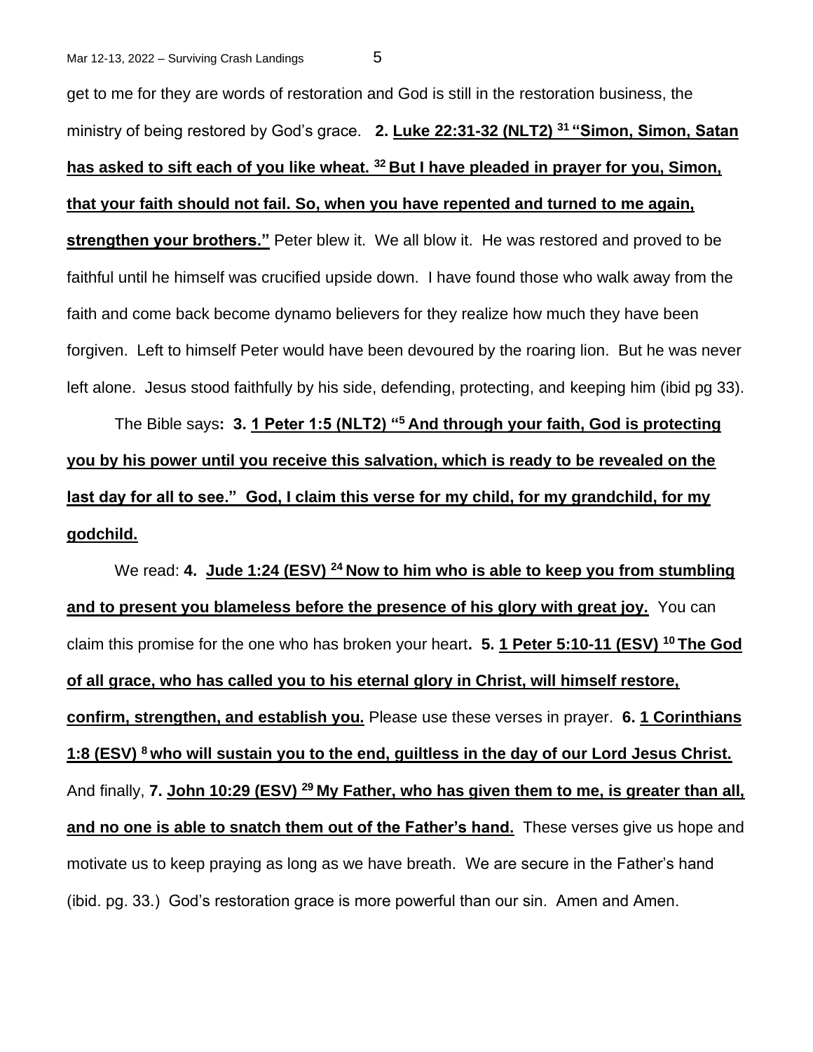get to me for they are words of restoration and God is still in the restoration business, the ministry of being restored by God's grace. **2. <u>Luke 22:31-32 (NLT2) [31] "Simon, Simon, Satan has asked to sift each of you like wheat. [32] But I have pleaded in prayer for you, Simon, that your faith should not fail. So, when you have repented and turned to me again, strengthen your brothers."</u>** Peter blew it. We all blow it. He was restored and proved to be faithful until he himself was crucified upside down. I have found those who walk away from the faith and come back become dynamo believers for they realize how much they have been forgiven. Left to himself Peter would have been devoured by the roaring lion. But he was never left alone. Jesus stood faithfully by his side, defending, protecting, and keeping him (ibid pg 33).

The Bible says**: 3. <u>1 Peter 1:5 (NLT2) "[5] And through your faith, God is protecting you by his power until you receive this salvation, which is ready to be revealed on the last day for all to see." God, I claim this verse for my child, for my grandchild, for my godchild.</u>**

We read: **4. <u>Jude 1:24 (ESV) [24] Now to him who is able to keep you from stumbling and to present you blameless before the presence of his glory with great joy.</u>** You can claim this promise for the one who has broken your heart**. 5. <u>1 Peter 5:10-11 (ESV) [10] The God of all grace, who has called you to his eternal glory in Christ, will himself restore, confirm, strengthen, and establish you.</u>** Please use these verses in prayer. **6. <u>1 Corinthians 1:8 (ESV) [8] who will sustain you to the end, guiltless in the day of our Lord Jesus Christ.</u>** And finally, **7. <u>John 10:29 (ESV) [29] My Father, who has given them to me, is greater than all, and no one is able to snatch them out of the Father's hand.</u>** These verses give us hope and motivate us to keep praying as long as we have breath. We are secure in the Father's hand (ibid. pg. 33.) God's restoration grace is more powerful than our sin. Amen and Amen.